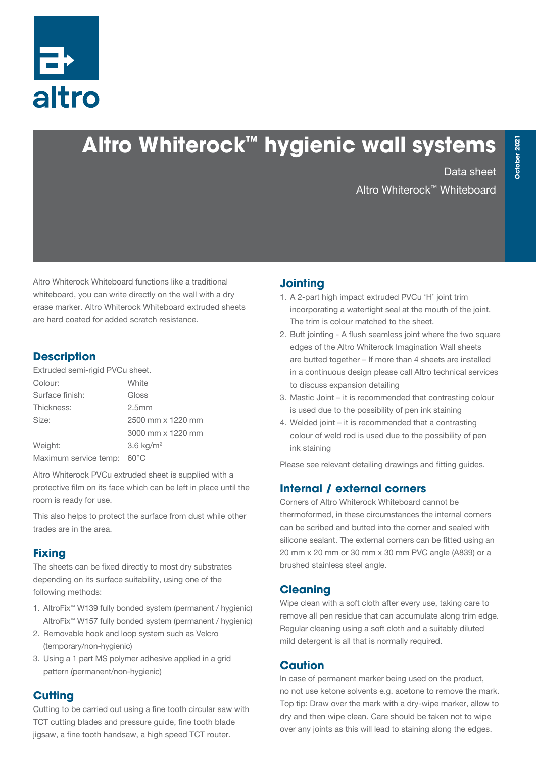# Altro Whiterock™ hygienic wall systems

Data sheet

Altro Whiterock™ Whiteboard

October 2021

Altro Whiterock Whiteboard functions like a traditional whiteboard, you can write directly on the wall with a dry erase marker. Altro Whiterock Whiteboard extruded sheets are hard coated for added scratch resistance.

## Description

Extruded semi-rigid PVCu sheet.

| | |
|---|---|
| Colour: | White |
| Surface finish: | Gloss |
| Thickness: | 2.5mm |
| Size: | 2500 mm x 1220 mm |
| | 3000 mm x 1220 mm |
| Weight: | 3.6 kg/m$^2$ |
| Maximum service temp: | 60°C |

Altro Whiterock PVCu extruded sheet is supplied with a protective film on its face which can be left in place until the room is ready for use.

This also helps to protect the surface from dust while other trades are in the area.

## Fixing

The sheets can be fixed directly to most dry substrates depending on its surface suitability, using one of the following methods:

1. AltroFix™ W139 fully bonded system (permanent / hygienic)
   AltroFix™ W157 fully bonded system (permanent / hygienic)
2. Removable hook and loop system such as Velcro (temporary/non-hygienic)
3. Using a 1 part MS polymer adhesive applied in a grid pattern (permanent/non-hygienic)

## Cutting

Cutting to be carried out using a fine tooth circular saw with TCT cutting blades and pressure guide, fine tooth blade jigsaw, a fine tooth handsaw, a high speed TCT router.

## Jointing

1. A 2-part high impact extruded PVCu 'H' joint trim incorporating a watertight seal at the mouth of the joint. The trim is colour matched to the sheet.
2. Butt jointing - A flush seamless joint where the two square edges of the Altro Whiterock Imagination Wall sheets are butted together – If more than 4 sheets are installed in a continuous design please call Altro technical services to discuss expansion detailing
3. Mastic Joint – it is recommended that contrasting colour is used due to the possibility of pen ink staining
4. Welded joint – it is recommended that a contrasting colour of weld rod is used due to the possibility of pen ink staining

Please see relevant detailing drawings and fitting guides.

## Internal / external corners

Corners of Altro Whiterock Whiteboard cannot be thermoformed, in these circumstances the internal corners can be scribed and butted into the corner and sealed with silicone sealant. The external corners can be fitted using an 20 mm x 20 mm or 30 mm x 30 mm PVC angle (A839) or a brushed stainless steel angle.

## Cleaning

Wipe clean with a soft cloth after every use, taking care to remove all pen residue that can accumulate along trim edge. Regular cleaning using a soft cloth and a suitably diluted mild detergent is all that is normally required.

## Caution

In case of permanent marker being used on the product, no not use ketone solvents e.g. acetone to remove the mark. Top tip: Draw over the mark with a dry-wipe marker, allow to dry and then wipe clean. Care should be taken not to wipe over any joints as this will lead to staining along the edges.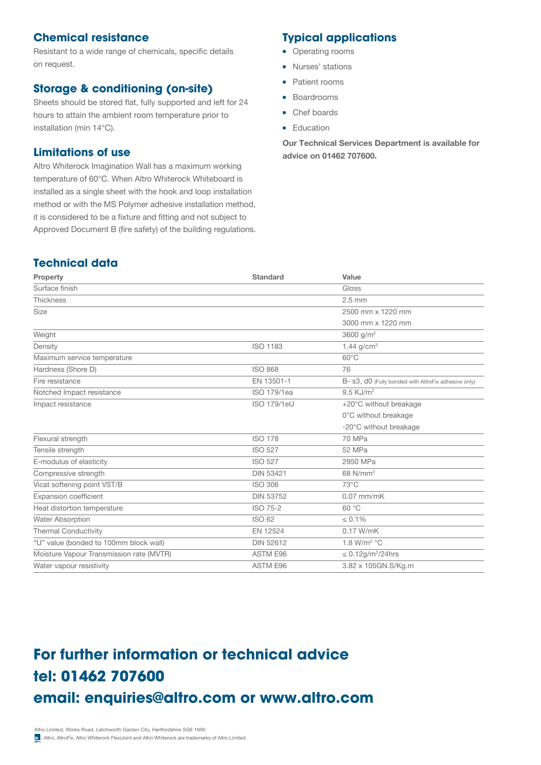## Chemical resistance

Resistant to a wide range of chemicals, specific details on request.

## Storage & conditioning (on-site)

Sheets should be stored flat, fully supported and left for 24 hours to attain the ambient room temperature prior to installation (min 14°C).

## Limitations of use

Altro Whiterock Imagination Wall has a maximum working temperature of 60°C. When Altro Whiterock Whiteboard is installed as a single sheet with the hook and loop installation method or with the MS Polymer adhesive installation method, it is considered to be a fixture and fitting and not subject to Approved Document B (fire safety) of the building regulations.

## Typical applications

- Operating rooms
- Nurses' stations
- Patient rooms
- Boardrooms
- Chef boards
- Education

**Our Technical Services Department is available for advice on 01462 707600.**

## Technical data

| Property | Standard | Value |
|---|---|---|
| Surface finish | | Gloss |
| Thickness | | 2.5 mm |
| Size | | 2500 mm x 1220 mm<br>3000 mm x 1220 mm |
| Weight | | 3600 g/m² |
| Density | ISO 1183 | 1.44 g/cm³ |
| Maximum service temperature | | 60°C |
| Hardness (Shore D) | ISO 868 | 76 |
| Fire resistance | EN 13501-1 | B- s3, d0 (Fully bonded with AltroFix adhesive only) |
| Notched Impact resistance | ISO 179/1ea | 9.5 KJ/m² |
| Impact resistance | ISO 179/1eU | +20°C without breakage<br>0°C without breakage<br>-20°C without breakage |
| Flexural strength | ISO 178 | 70 MPa |
| Tensile strength | ISO 527 | 52 MPa |
| E-modulus of elasticity | ISO 527 | 2950 MPa |
| Compressive strength | DIN 53421 | 68 N/mm² |
| Vicat softening point VST/B | ISO 306 | 73°C |
| Expansion coefficient | DIN 53752 | 0.07 mm/mK |
| Heat distortion temperature | ISO 75-2 | 60 °C |
| Water Absorption | ISO 62 | ≤ 0.1% |
| Thermal Conductivity | EN 12524 | 0.17 W/mK |
| "U" value (bonded to 100mm block wall) | DIN 52612 | 1.8 W/m² °C |
| Moisture Vapour Transmission rate (MVTR) | ASTM E96 | ≤ 0.12g/m²/24hrs |
| Water vapour resistivity | ASTM E96 | 3.82 x 105GN.S/Kg.m |

## For further information or technical advice tel: 01462 707600 email: enquiries@altro.com or www.altro.com

Altro Limited, Works Road, Letchworth Garden City, Hertfordshire SG6 1NW.

Altro, AltroFix, Altro Whiterock FlexiJoint and Altro Whiterock are trademarks of Altro Limited.